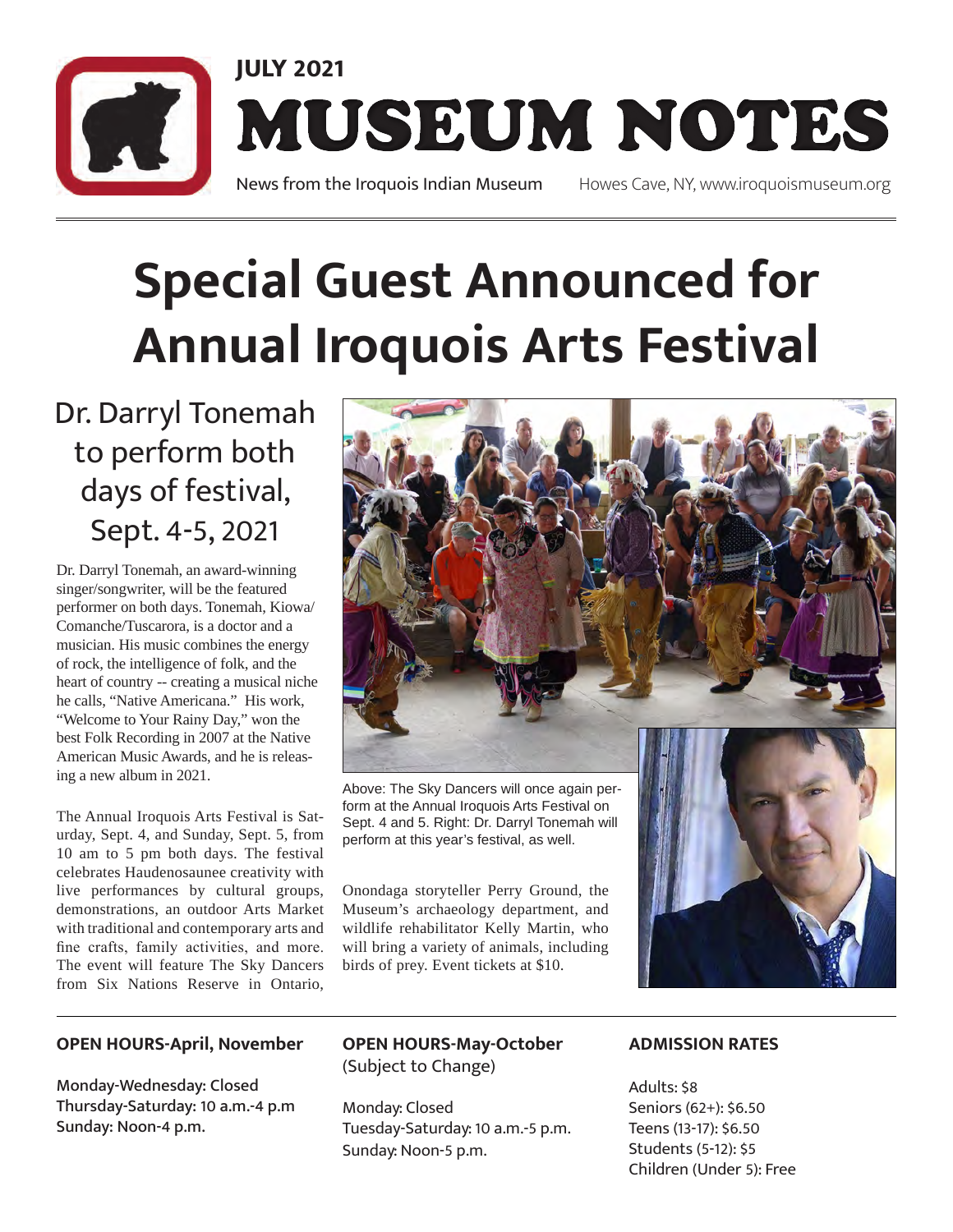JULY 2021

# MUSEUM NOTES

News from the Iroquois Indian Museum — Howes Cave, NY, www.iroquoismuseum.org

# Special Guest Announced for Annual Iroquois Arts Festival

## Dr. Darryl Tonemah to perform both days of festival, Sept. 4-5, 2021

Dr. Darryl Tonemah, an award-winning singer/songwriter, will be the featured performer on both days. Tonemah, Kiowa/ Comanche/Tuscarora, is a doctor and a musician. His music combines the energy of rock, the intelligence of folk, and the heart of country -- creating a musical niche he calls, "Native Americana." His work, "Welcome to Your Rainy Day," won the best Folk Recording in 2007 at the Native American Music Awards, and he is releasing a new album in 2021.

The Annual Iroquois Arts Festival is Saturday, Sept. 4, and Sunday, Sept. 5, from 10 am to 5 pm both days. The festival celebrates Haudenosaunee creativity with live performances by cultural groups, demonstrations, an outdoor Arts Market with traditional and contemporary arts and fine crafts, family activities, and more. The event will feature The Sky Dancers from Six Nations Reserve in Ontario, Onondaga storyteller Perry Ground, the Museum's archaeology department, and wildlife rehabilitator Kelly Martin, who will bring a variety of animals, including birds of prey. Event tickets at $10.

Above: The Sky Dancers will once again perform at the Annual Iroquois Arts Festival on Sept. 4 and 5. Right: Dr. Darryl Tonemah will perform at this year's festival, as well.

**OPEN HOURS-April, November**

**Monday-Wednesday: Closed**
**Thursday-Saturday: 10 a.m.-4 p.m**
**Sunday: Noon-4 p.m.**

**OPEN HOURS-May-October**
(Subject to Change)

Monday: Closed
Tuesday-Saturday: 10 a.m.-5 p.m.
Sunday: Noon-5 p.m.

**ADMISSION RATES**

Adults: $8
Seniors (62+): $6.50
Teens (13-17): $6.50
Students (5-12): $5
Children (Under 5): Free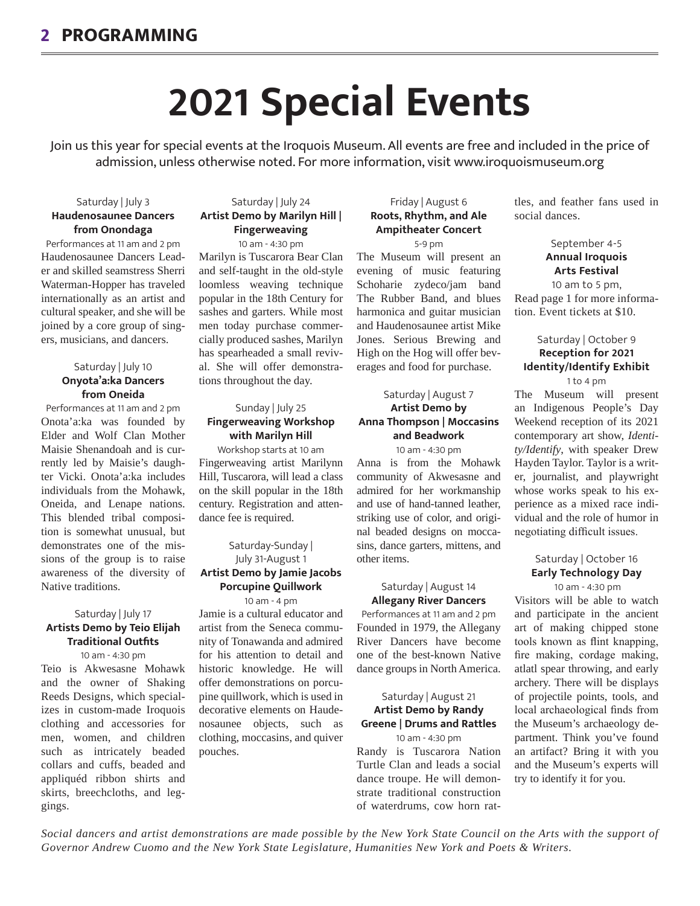# 2021 Special Events

Join us this year for special events at the Iroquois Museum. All events are free and included in the price of admission, unless otherwise noted. For more information, visit www.iroquoismuseum.org

Saturday | July 3
**Haudenosaunee Dancers from Onondaga**
Performances at 11 am and 2 pm

Haudenosaunee Dancers Leader and skilled seamstress Sherri Waterman-Hopper has traveled internationally as an artist and cultural speaker, and she will be joined by a core group of singers, musicians, and dancers.

Saturday | July 10
**Onyota'a:ka Dancers from Oneida**
Performances at 11 am and 2 pm

Onota'a:ka was founded by Elder and Wolf Clan Mother Maisie Shenandoah and is currently led by Maisie's daughter Vicki. Onota'a:ka includes individuals from the Mohawk, Oneida, and Lenape nations. This blended tribal composition is somewhat unusual, but demonstrates one of the missions of the group is to raise awareness of the diversity of Native traditions.

Saturday | July 17
**Artists Demo by Teio Elijah Traditional Outfits**
10 am - 4:30 pm

Teio is Akwesasne Mohawk and the owner of Shaking Reeds Designs, which specializes in custom-made Iroquois clothing and accessories for men, women, and children such as intricately beaded collars and cuffs, beaded and appliquéd ribbon shirts and skirts, breechcloths, and leggings.

Saturday | July 24
**Artist Demo by Marilyn Hill | Fingerweaving**
10 am - 4:30 pm

Marilyn is Tuscarora Bear Clan and self-taught in the old-style loomless weaving technique popular in the 18th Century for sashes and garters. While most men today purchase commercially produced sashes, Marilyn has spearheaded a small revival. She will offer demonstrations throughout the day.

Sunday | July 25
**Fingerweaving Workshop with Marilyn Hill**
Workshop starts at 10 am

Fingerweaving artist Marilynn Hill, Tuscarora, will lead a class on the skill popular in the 18th century. Registration and attendance fee is required.

Saturday-Sunday | July 31-August 1
**Artist Demo by Jamie Jacobs Porcupine Quillwork**
10 am - 4 pm

Jamie is a cultural educator and artist from the Seneca community of Tonawanda and admired for his attention to detail and historic knowledge. He will offer demonstrations on porcupine quillwork, which is used in decorative elements on Haudenosaunee objects, such as clothing, moccasins, and quiver pouches.

Friday | August 6
**Roots, Rhythm, and Ale Ampitheater Concert**
5-9 pm

The Museum will present an evening of music featuring Schoharie zydeco/jam band The Rubber Band, and blues harmonica and guitar musician and Haudenosaunee artist Mike Jones. Serious Brewing and High on the Hog will offer beverages and food for purchase.

Saturday | August 7
**Artist Demo by Anna Thompson | Moccasins and Beadwork**
10 am - 4:30 pm

Anna is from the Mohawk community of Akwesasne and admired for her workmanship and use of hand-tanned leather, striking use of color, and original beaded designs on moccasins, dance garters, mittens, and other items.

Saturday | August 14
**Allegany River Dancers**
Performances at 11 am and 2 pm

Founded in 1979, the Allegany River Dancers have become one of the best-known Native dance groups in North America.

Saturday | August 21
**Artist Demo by Randy Greene | Drums and Rattles**
10 am - 4:30 pm

Randy is Tuscarora Nation Turtle Clan and leads a social dance troupe. He will demonstrate traditional construction of waterdrums, cow horn rattles, and feather fans used in social dances.

September 4-5
**Annual Iroquois Arts Festival**
10 am to 5 pm,

Read page 1 for more information. Event tickets at $10.

Saturday | October 9
**Reception for 2021 Identity/Identify Exhibit**
1 to 4 pm

The Museum will present an Indigenous People's Day Weekend reception of its 2021 contemporary art show, *Identity/Identify*, with speaker Drew Hayden Taylor. Taylor is a writer, journalist, and playwright whose works speak to his experience as a mixed race individual and the role of humor in negotiating difficult issues.

Saturday | October 16
**Early Technology Day**
10 am - 4:30 pm

Visitors will be able to watch and participate in the ancient art of making chipped stone tools known as flint knapping, fire making, cordage making, atlatl spear throwing, and early archery. There will be displays of projectile points, tools, and local archaeological finds from the Museum's archaeology department. Think you've found an artifact? Bring it with you and the Museum's experts will try to identify it for you.

*Social dancers and artist demonstrations are made possible by the New York State Council on the Arts with the support of Governor Andrew Cuomo and the New York State Legislature, Humanities New York and Poets & Writers.*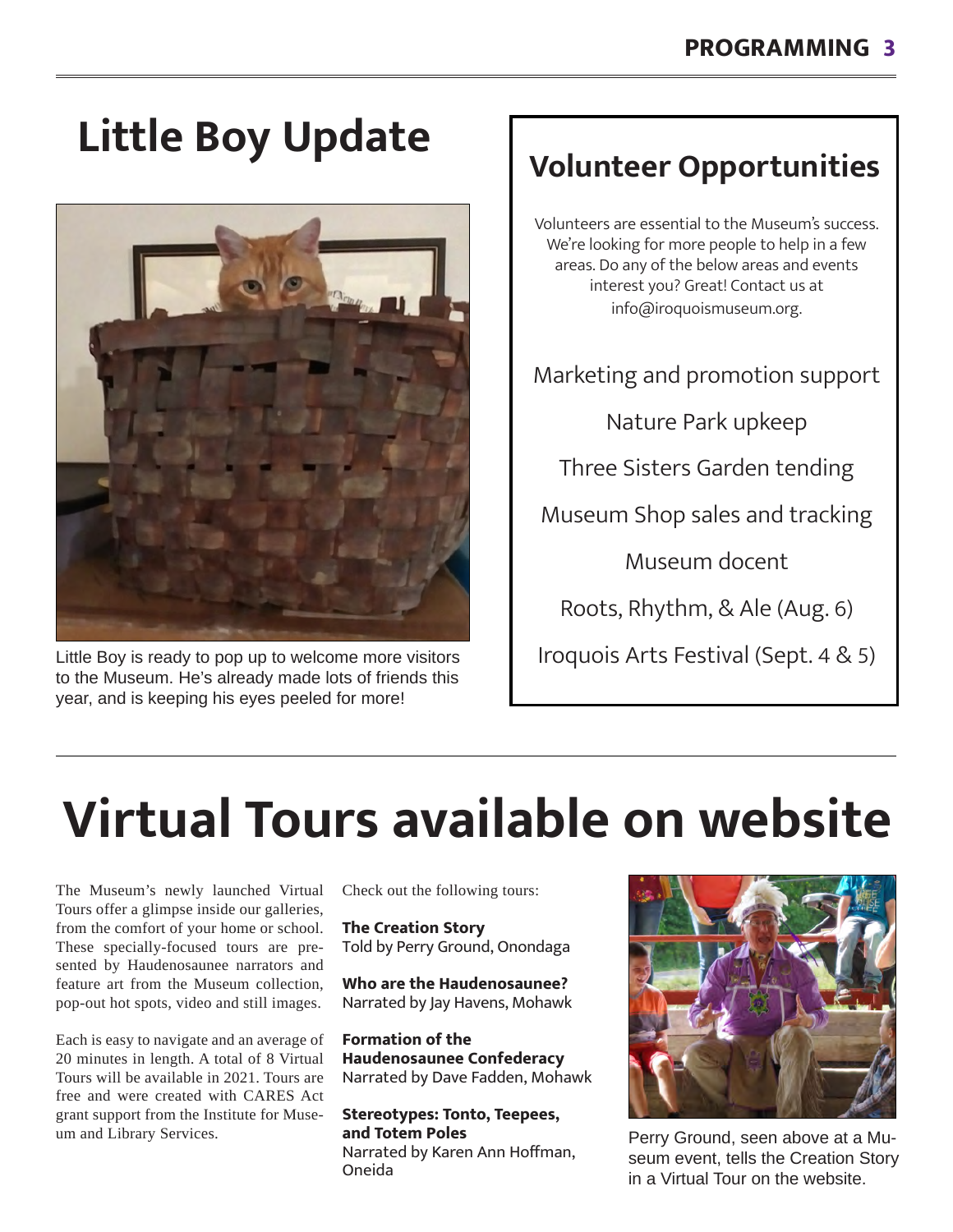# Little Boy Update

Little Boy is ready to pop up to welcome more visitors to the Museum. He's already made lots of friends this year, and is keeping his eyes peeled for more!

## Volunteer Opportunities

Volunteers are essential to the Museum's success. We're looking for more people to help in a few areas. Do any of the below areas and events interest you? Great! Contact us at info@iroquoismuseum.org.

Marketing and promotion support

Nature Park upkeep

Three Sisters Garden tending

Museum Shop sales and tracking

Museum docent

Roots, Rhythm, & Ale (Aug. 6)

Iroquois Arts Festival (Sept. 4 & 5)

# Virtual Tours available on website

The Museum's newly launched Virtual Tours offer a glimpse inside our galleries, from the comfort of your home or school. These specially-focused tours are presented by Haudenosaunee narrators and feature art from the Museum collection, pop-out hot spots, video and still images.

Each is easy to navigate and an average of 20 minutes in length. A total of 8 Virtual Tours will be available in 2021. Tours are free and were created with CARES Act grant support from the Institute for Museum and Library Services.

Check out the following tours:

**The Creation Story**
Told by Perry Ground, Onondaga

**Who are the Haudenosaunee?**
Narrated by Jay Havens, Mohawk

**Formation of the Haudenosaunee Confederacy**
Narrated by Dave Fadden, Mohawk

**Stereotypes: Tonto, Teepees, and Totem Poles**
Narrated by Karen Ann Hoffman, Oneida

Perry Ground, seen above at a Museum event, tells the Creation Story in a Virtual Tour on the website.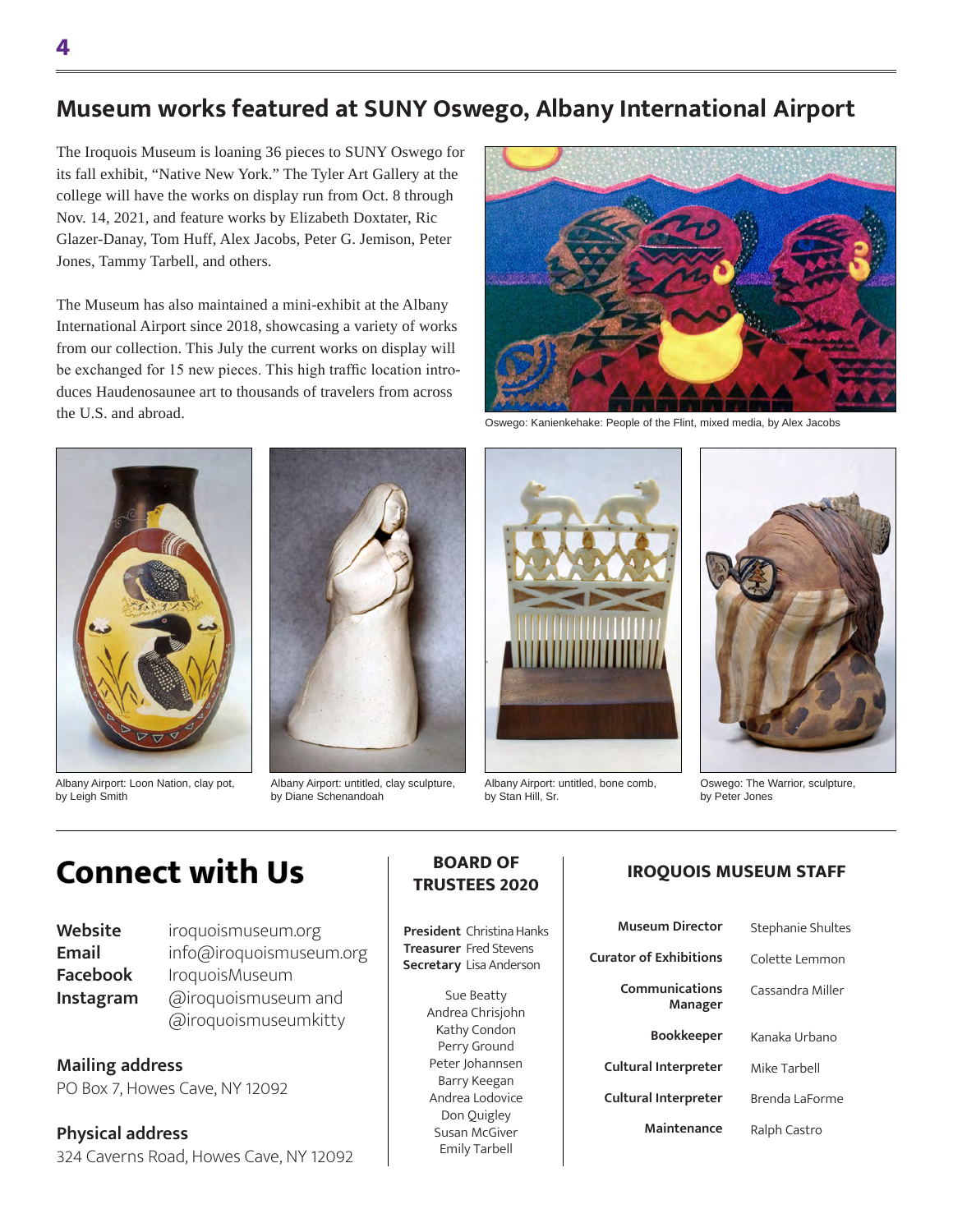## Museum works featured at SUNY Oswego, Albany International Airport

The Iroquois Museum is loaning 36 pieces to SUNY Oswego for its fall exhibit, "Native New York." The Tyler Art Gallery at the college will have the works on display run from Oct. 8 through Nov. 14, 2021, and feature works by Elizabeth Doxtater, Ric Glazer-Danay, Tom Huff, Alex Jacobs, Peter G. Jemison, Peter Jones, Tammy Tarbell, and others.

The Museum has also maintained a mini-exhibit at the Albany International Airport since 2018, showcasing a variety of works from our collection. This July the current works on display will be exchanged for 15 new pieces. This high traffic location introduces Haudenosaunee art to thousands of travelers from across the U.S. and abroad.

Oswego: Kanienkehake: People of the Flint, mixed media, by Alex Jacobs

Albany Airport: Loon Nation, clay pot, by Leigh Smith

Albany Airport: untitled, clay sculpture, by Diane Schenandoah

Albany Airport: untitled, bone comb, by Stan Hill, Sr.

Oswego: The Warrior, sculpture, by Peter Jones

# Connect with Us

**Website** iroquoismuseum.org
**Email** info@iroquoismuseum.org
**Facebook** IroquoisMuseum
**Instagram** @iroquoismuseum and @iroquoismuseumkitty

**Mailing address**
PO Box 7, Howes Cave, NY 12092

**Physical address**
324 Caverns Road, Howes Cave, NY 12092

### BOARD OF TRUSTEES 2020

**President** Christina Hanks
**Treasurer** Fred Stevens
**Secretary** Lisa Anderson

Sue Beatty
Andrea Chrisjohn
Kathy Condon
Perry Ground
Peter Johannsen
Barry Keegan
Andrea Lodovice
Don Quigley
Susan McGiver
Emily Tarbell

### IROQUOIS MUSEUM STAFF

| | |
|---|---|
| **Museum Director** | Stephanie Shultes |
| **Curator of Exhibitions** | Colette Lemmon |
| **Communications Manager** | Cassandra Miller |
| **Bookkeeper** | Kanaka Urbano |
| **Cultural Interpreter** | Mike Tarbell |
| **Cultural Interpreter** | Brenda LaForme |
| **Maintenance** | Ralph Castro |